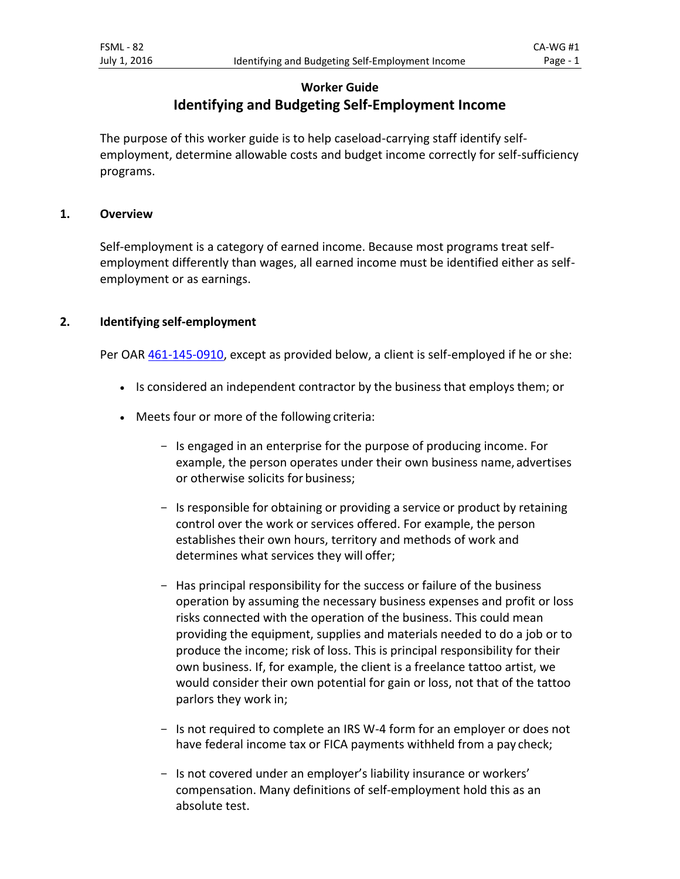# Worker Guide
## Identifying and Budgeting Self-Employment Income

The purpose of this worker guide is to help caseload-carrying staff identify self-employment, determine allowable costs and budget income correctly for self-sufficiency programs.

### 1. Overview

Self-employment is a category of earned income. Because most programs treat self-employment differently than wages, all earned income must be identified either as self-employment or as earnings.

### 2. Identifying self-employment

Per OAR 461-145-0910, except as provided below, a client is self-employed if he or she:

- Is considered an independent contractor by the business that employs them; or
- Meets four or more of the following criteria:
  - Is engaged in an enterprise for the purpose of producing income. For example, the person operates under their own business name, advertises or otherwise solicits for business;
  - Is responsible for obtaining or providing a service or product by retaining control over the work or services offered. For example, the person establishes their own hours, territory and methods of work and determines what services they will offer;
  - Has principal responsibility for the success or failure of the business operation by assuming the necessary business expenses and profit or loss risks connected with the operation of the business. This could mean providing the equipment, supplies and materials needed to do a job or to produce the income; risk of loss. This is principal responsibility for their own business. If, for example, the client is a freelance tattoo artist, we would consider their own potential for gain or loss, not that of the tattoo parlors they work in;
  - Is not required to complete an IRS W-4 form for an employer or does not have federal income tax or FICA payments withheld from a pay check;
  - Is not covered under an employer's liability insurance or workers' compensation. Many definitions of self-employment hold this as an absolute test.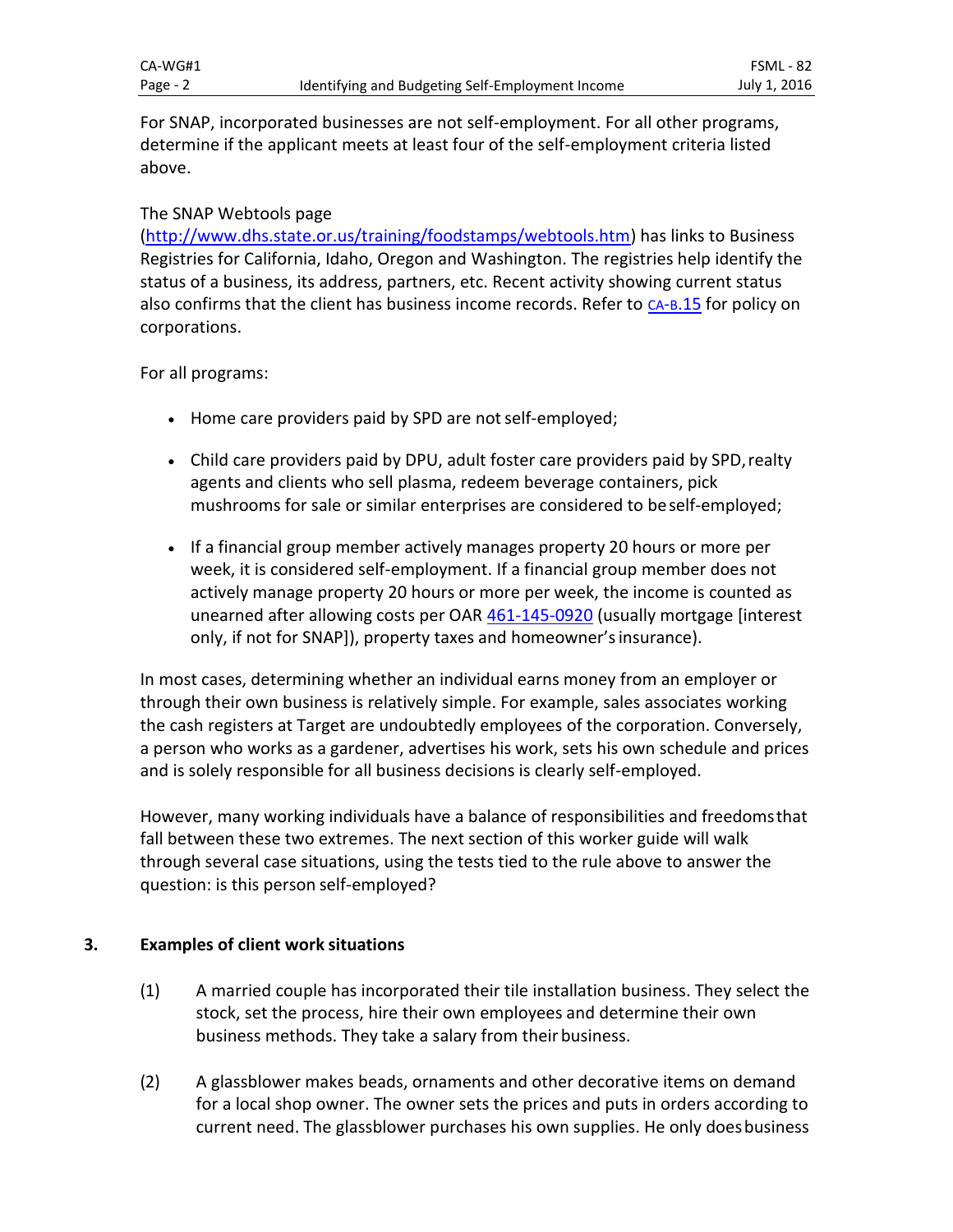For SNAP, incorporated businesses are not self-employment. For all other programs, determine if the applicant meets at least four of the self-employment criteria listed above.

The SNAP Webtools page (http://www.dhs.state.or.us/training/foodstamps/webtools.htm) has links to Business Registries for California, Idaho, Oregon and Washington. The registries help identify the status of a business, its address, partners, etc. Recent activity showing current status also confirms that the client has business income records. Refer to CA-B.15 for policy on corporations.

For all programs:

- Home care providers paid by SPD are not self-employed;
- Child care providers paid by DPU, adult foster care providers paid by SPD, realty agents and clients who sell plasma, redeem beverage containers, pick mushrooms for sale or similar enterprises are considered to be self-employed;
- If a financial group member actively manages property 20 hours or more per week, it is considered self-employment. If a financial group member does not actively manage property 20 hours or more per week, the income is counted as unearned after allowing costs per OAR 461-145-0920 (usually mortgage [interest only, if not for SNAP]), property taxes and homeowner's insurance).

In most cases, determining whether an individual earns money from an employer or through their own business is relatively simple. For example, sales associates working the cash registers at Target are undoubtedly employees of the corporation. Conversely, a person who works as a gardener, advertises his work, sets his own schedule and prices and is solely responsible for all business decisions is clearly self-employed.

However, many working individuals have a balance of responsibilities and freedoms that fall between these two extremes. The next section of this worker guide will walk through several case situations, using the tests tied to the rule above to answer the question: is this person self-employed?

## 3. Examples of client work situations

(1) A married couple has incorporated their tile installation business. They select the stock, set the process, hire their own employees and determine their own business methods. They take a salary from their business.

(2) A glassblower makes beads, ornaments and other decorative items on demand for a local shop owner. The owner sets the prices and puts in orders according to current need. The glassblower purchases his own supplies. He only does business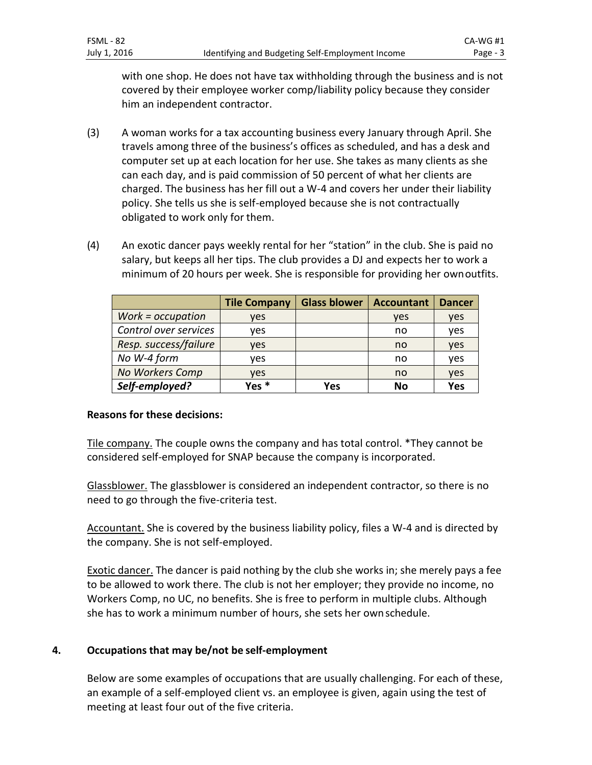with one shop. He does not have tax withholding through the business and is not covered by their employee worker comp/liability policy because they consider him an independent contractor.

(3) A woman works for a tax accounting business every January through April. She travels among three of the business's offices as scheduled, and has a desk and computer set up at each location for her use. She takes as many clients as she can each day, and is paid commission of 50 percent of what her clients are charged. The business has her fill out a W-4 and covers her under their liability policy. She tells us she is self-employed because she is not contractually obligated to work only for them.

(4) An exotic dancer pays weekly rental for her "station" in the club. She is paid no salary, but keeps all her tips. The club provides a DJ and expects her to work a minimum of 20 hours per week. She is responsible for providing her own outfits.

| | Tile Company | Glass blower | Accountant | Dancer |
|---|---|---|---|---|
| *Work = occupation* | yes | | yes | yes |
| *Control over services* | yes | | no | yes |
| *Resp. success/failure* | yes | | no | yes |
| *No W-4 form* | yes | | no | yes |
| *No Workers Comp* | yes | | no | yes |
| ***Self-employed?*** | **Yes \*** | **Yes** | **No** | **Yes** |

**Reasons for these decisions:**

Tile company. The couple owns the company and has total control. *They cannot be considered self-employed for SNAP because the company is incorporated.

Glassblower. The glassblower is considered an independent contractor, so there is no need to go through the five-criteria test.

Accountant. She is covered by the business liability policy, files a W-4 and is directed by the company. She is not self-employed.

Exotic dancer. The dancer is paid nothing by the club she works in; she merely pays a fee to be allowed to work there. The club is not her employer; they provide no income, no Workers Comp, no UC, no benefits. She is free to perform in multiple clubs. Although she has to work a minimum number of hours, she sets her own schedule.

## 4. Occupations that may be/not be self-employment

Below are some examples of occupations that are usually challenging. For each of these, an example of a self-employed client vs. an employee is given, again using the test of meeting at least four out of the five criteria.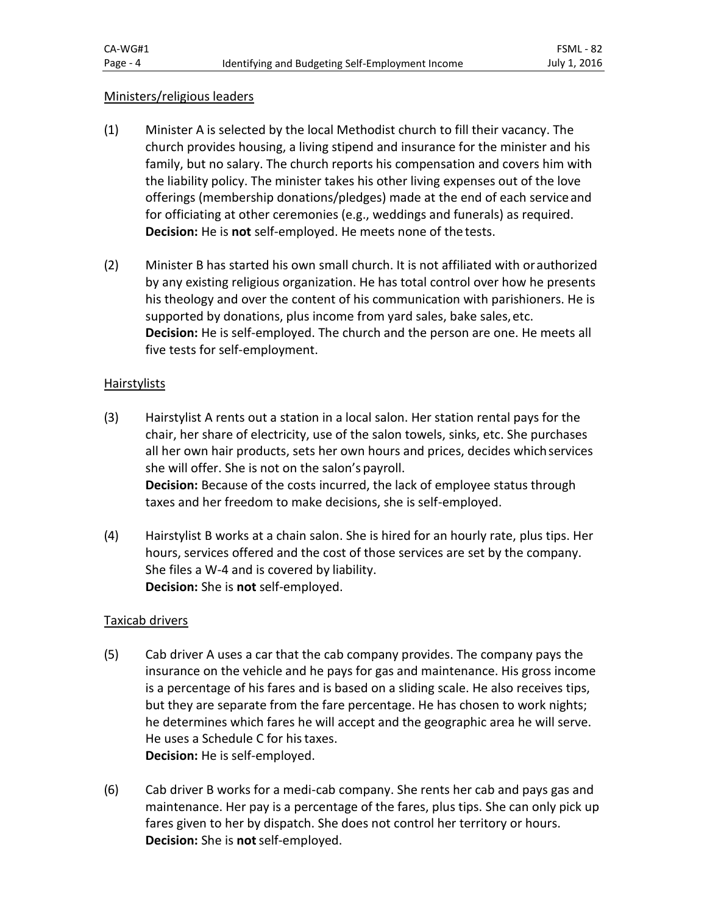Ministers/religious leaders

(1) Minister A is selected by the local Methodist church to fill their vacancy. The church provides housing, a living stipend and insurance for the minister and his family, but no salary. The church reports his compensation and covers him with the liability policy. The minister takes his other living expenses out of the love offerings (membership donations/pledges) made at the end of each service and for officiating at other ceremonies (e.g., weddings and funerals) as required.
**Decision:** He is **not** self-employed. He meets none of the tests.

(2) Minister B has started his own small church. It is not affiliated with or authorized by any existing religious organization. He has total control over how he presents his theology and over the content of his communication with parishioners. He is supported by donations, plus income from yard sales, bake sales, etc.
**Decision:** He is self-employed. The church and the person are one. He meets all five tests for self-employment.

Hairstylists

(3) Hairstylist A rents out a station in a local salon. Her station rental pays for the chair, her share of electricity, use of the salon towels, sinks, etc. She purchases all her own hair products, sets her own hours and prices, decides which services she will offer. She is not on the salon's payroll.
**Decision:** Because of the costs incurred, the lack of employee status through taxes and her freedom to make decisions, she is self-employed.

(4) Hairstylist B works at a chain salon. She is hired for an hourly rate, plus tips. Her hours, services offered and the cost of those services are set by the company. She files a W-4 and is covered by liability.
**Decision:** She is **not** self-employed.

Taxicab drivers

(5) Cab driver A uses a car that the cab company provides. The company pays the insurance on the vehicle and he pays for gas and maintenance. His gross income is a percentage of his fares and is based on a sliding scale. He also receives tips, but they are separate from the fare percentage. He has chosen to work nights; he determines which fares he will accept and the geographic area he will serve. He uses a Schedule C for his taxes.
**Decision:** He is self-employed.

(6) Cab driver B works for a medi-cab company. She rents her cab and pays gas and maintenance. Her pay is a percentage of the fares, plus tips. She can only pick up fares given to her by dispatch. She does not control her territory or hours.
**Decision:** She is **not** self-employed.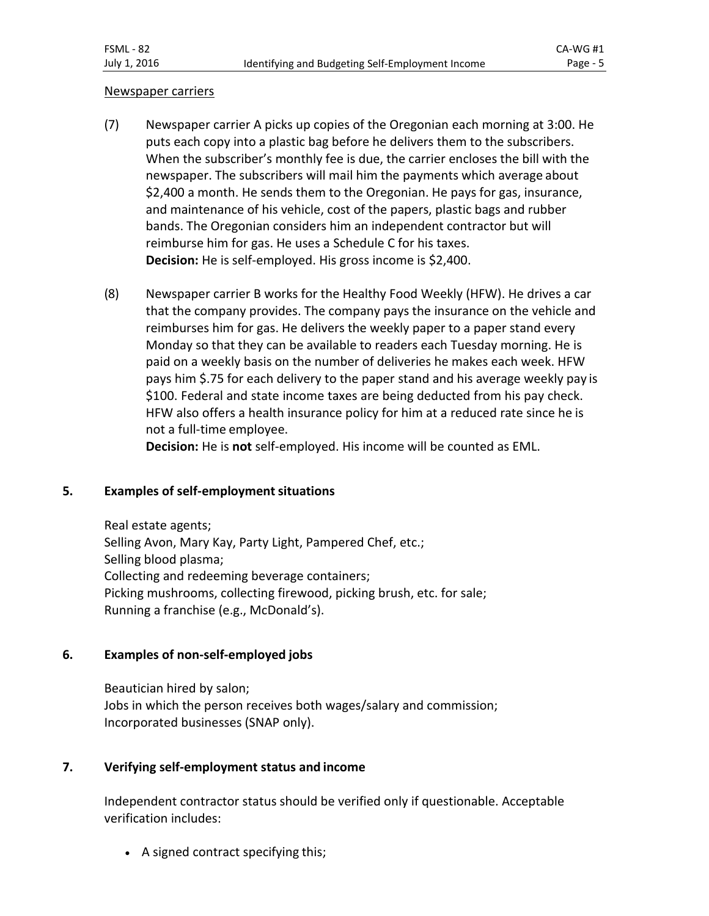Newspaper carriers

(7) Newspaper carrier A picks up copies of the Oregonian each morning at 3:00. He puts each copy into a plastic bag before he delivers them to the subscribers. When the subscriber's monthly fee is due, the carrier encloses the bill with the newspaper. The subscribers will mail him the payments which average about $2,400 a month. He sends them to the Oregonian. He pays for gas, insurance, and maintenance of his vehicle, cost of the papers, plastic bags and rubber bands. The Oregonian considers him an independent contractor but will reimburse him for gas. He uses a Schedule C for his taxes.
**Decision:** He is self-employed. His gross income is $2,400.

(8) Newspaper carrier B works for the Healthy Food Weekly (HFW). He drives a car that the company provides. The company pays the insurance on the vehicle and reimburses him for gas. He delivers the weekly paper to a paper stand every Monday so that they can be available to readers each Tuesday morning. He is paid on a weekly basis on the number of deliveries he makes each week. HFW pays him $.75 for each delivery to the paper stand and his average weekly pay is $100. Federal and state income taxes are being deducted from his pay check. HFW also offers a health insurance policy for him at a reduced rate since he is not a full-time employee.
**Decision:** He is **not** self-employed. His income will be counted as EML.

## 5. Examples of self-employment situations

Real estate agents;
Selling Avon, Mary Kay, Party Light, Pampered Chef, etc.;
Selling blood plasma;
Collecting and redeeming beverage containers;
Picking mushrooms, collecting firewood, picking brush, etc. for sale;
Running a franchise (e.g., McDonald's).

## 6. Examples of non-self-employed jobs

Beautician hired by salon;
Jobs in which the person receives both wages/salary and commission;
Incorporated businesses (SNAP only).

## 7. Verifying self-employment status and income

Independent contractor status should be verified only if questionable. Acceptable verification includes:

- A signed contract specifying this;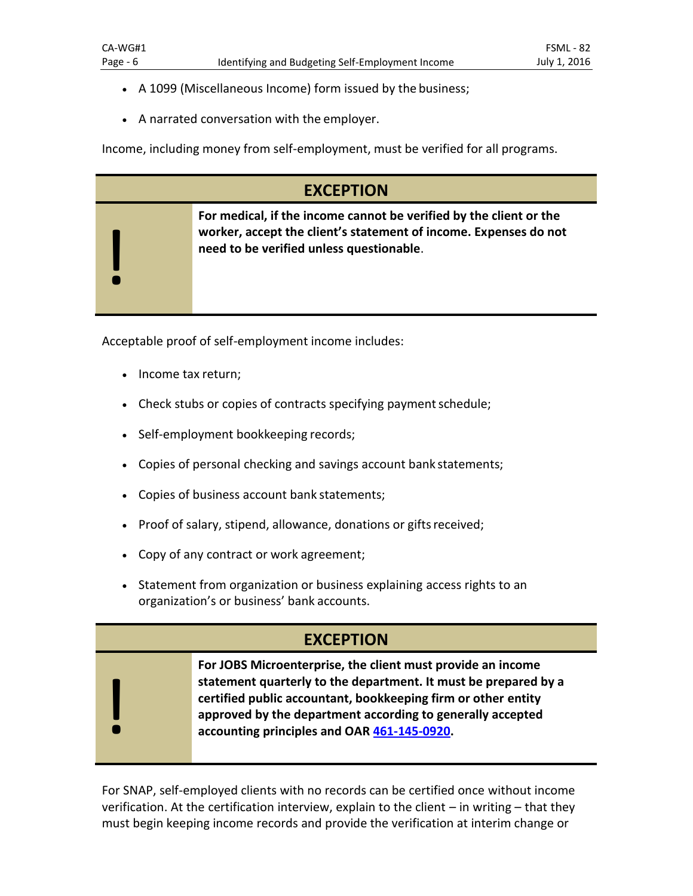- A 1099 (Miscellaneous Income) form issued by the business;
- A narrated conversation with the employer.

Income, including money from self-employment, must be verified for all programs.

| EXCEPTION |
|---|
| **For medical, if the income cannot be verified by the client or the worker, accept the client's statement of income. Expenses do not need to be verified unless questionable**. |

Acceptable proof of self-employment income includes:

- Income tax return;
- Check stubs or copies of contracts specifying payment schedule;
- Self-employment bookkeeping records;
- Copies of personal checking and savings account bank statements;
- Copies of business account bank statements;
- Proof of salary, stipend, allowance, donations or gifts received;
- Copy of any contract or work agreement;
- Statement from organization or business explaining access rights to an organization's or business' bank accounts.

| EXCEPTION |
|---|
| **For JOBS Microenterprise, the client must provide an income statement quarterly to the department. It must be prepared by a certified public accountant, bookkeeping firm or other entity approved by the department according to generally accepted accounting principles and OAR 461-145-0920.** |

For SNAP, self-employed clients with no records can be certified once without income verification. At the certification interview, explain to the client – in writing – that they must begin keeping income records and provide the verification at interim change or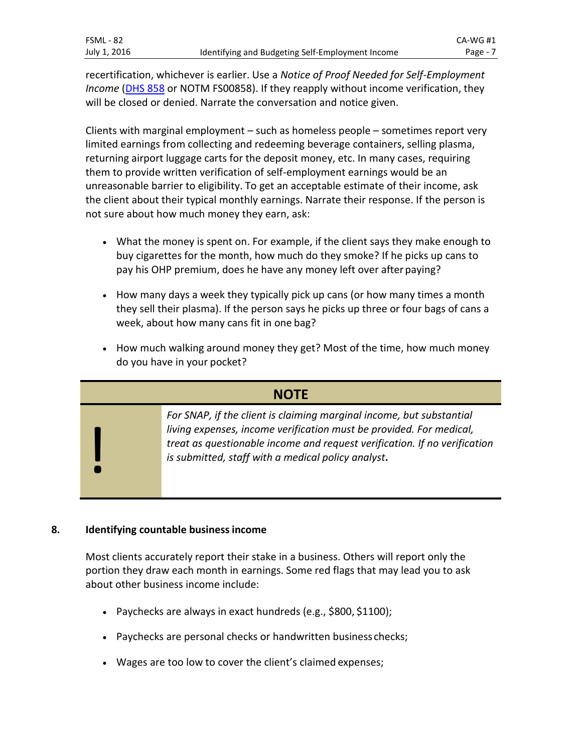recertification, whichever is earlier. Use a *Notice of Proof Needed for Self-Employment Income* (DHS 858 or NOTM FS00858). If they reapply without income verification, they will be closed or denied. Narrate the conversation and notice given.

Clients with marginal employment – such as homeless people – sometimes report very limited earnings from collecting and redeeming beverage containers, selling plasma, returning airport luggage carts for the deposit money, etc. In many cases, requiring them to provide written verification of self-employment earnings would be an unreasonable barrier to eligibility. To get an acceptable estimate of their income, ask the client about their typical monthly earnings. Narrate their response. If the person is not sure about how much money they earn, ask:

- What the money is spent on. For example, if the client says they make enough to buy cigarettes for the month, how much do they smoke? If he picks up cans to pay his OHP premium, does he have any money left over after paying?
- How many days a week they typically pick up cans (or how many times a month they sell their plasma). If the person says he picks up three or four bags of cans a week, about how many cans fit in one bag?
- How much walking around money they get? Most of the time, how much money do you have in your pocket?

> **NOTE**
>
> *For SNAP, if the client is claiming marginal income, but substantial living expenses, income verification must be provided. For medical, treat as questionable income and request verification. If no verification is submitted, staff with a medical policy analyst.*

## 8. Identifying countable business income

Most clients accurately report their stake in a business. Others will report only the portion they draw each month in earnings. Some red flags that may lead you to ask about other business income include:

- Paychecks are always in exact hundreds (e.g., $800, $1100);
- Paychecks are personal checks or handwritten business checks;
- Wages are too low to cover the client's claimed expenses;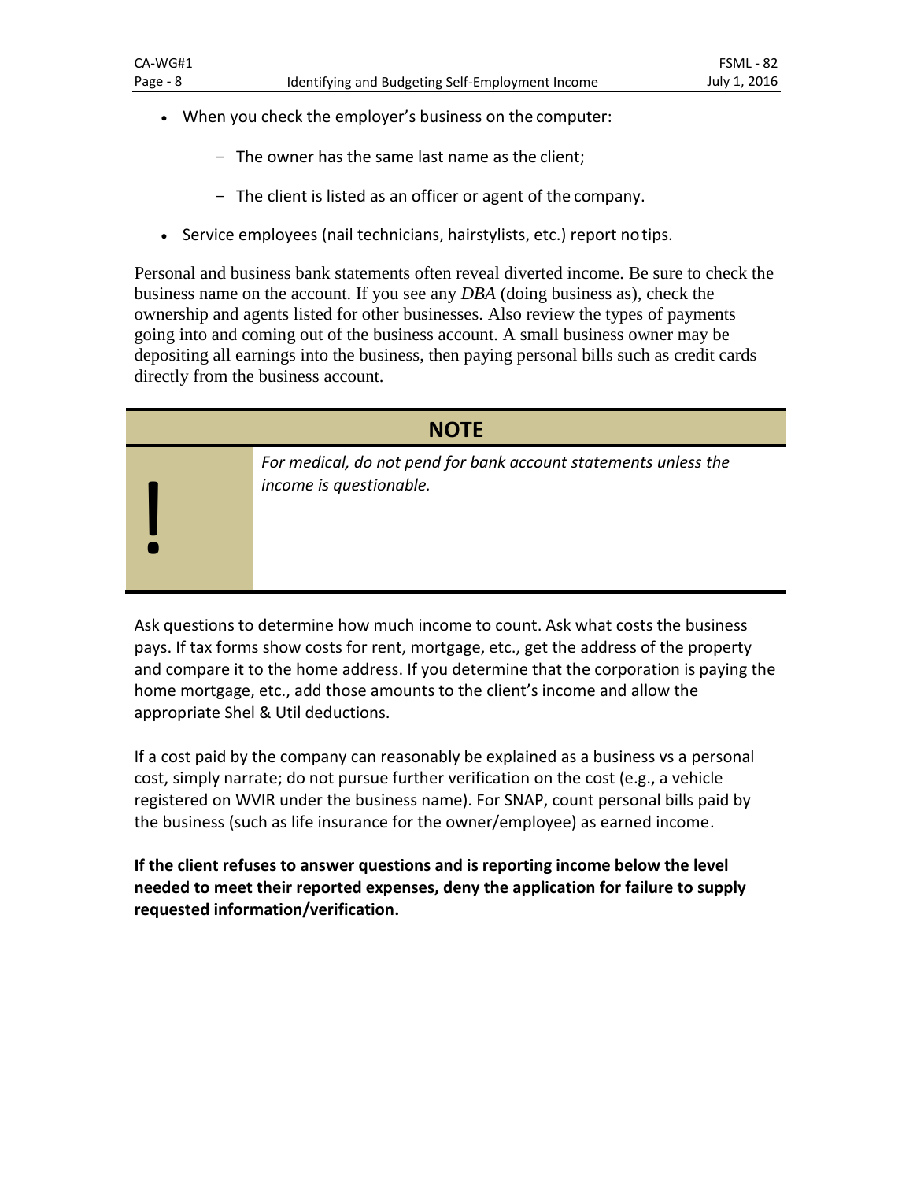- When you check the employer's business on the computer:
  - The owner has the same last name as the client;
  - The client is listed as an officer or agent of the company.
- Service employees (nail technicians, hairstylists, etc.) report no tips.

Personal and business bank statements often reveal diverted income. Be sure to check the business name on the account. If you see any *DBA* (doing business as), check the ownership and agents listed for other businesses. Also review the types of payments going into and coming out of the business account. A small business owner may be depositing all earnings into the business, then paying personal bills such as credit cards directly from the business account.

| NOTE | |
|---|---|
| ! | *For medical, do not pend for bank account statements unless the income is questionable.* |

Ask questions to determine how much income to count. Ask what costs the business pays. If tax forms show costs for rent, mortgage, etc., get the address of the property and compare it to the home address. If you determine that the corporation is paying the home mortgage, etc., add those amounts to the client's income and allow the appropriate Shel & Util deductions.

If a cost paid by the company can reasonably be explained as a business vs a personal cost, simply narrate; do not pursue further verification on the cost (e.g., a vehicle registered on WVIR under the business name). For SNAP, count personal bills paid by the business (such as life insurance for the owner/employee) as earned income.

**If the client refuses to answer questions and is reporting income below the level needed to meet their reported expenses, deny the application for failure to supply requested information/verification.**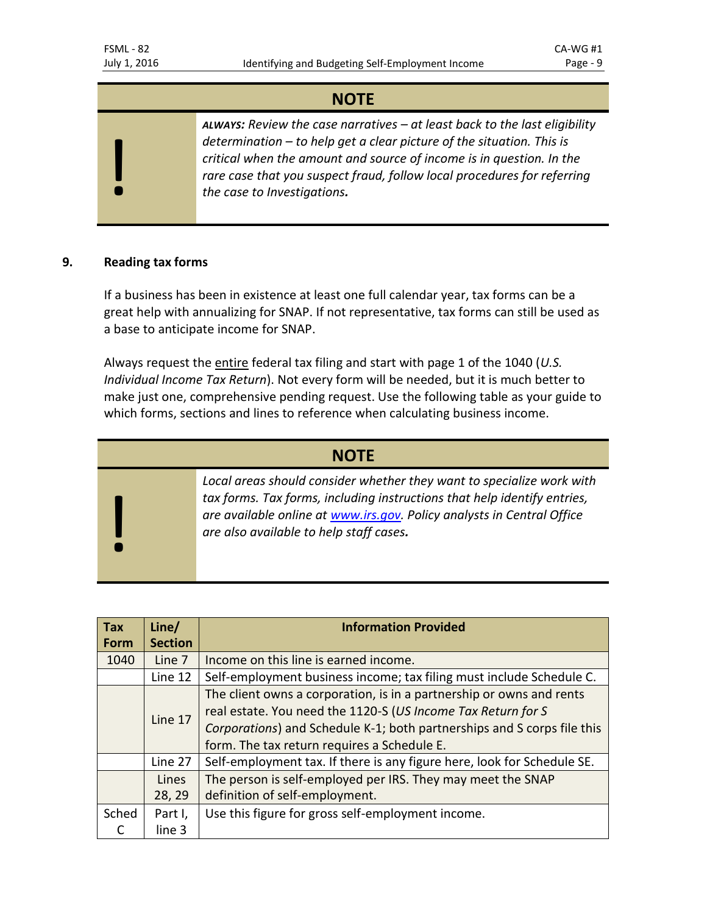**NOTE**

***ALWAYS:*** *Review the case narratives – at least back to the last eligibility determination – to help get a clear picture of the situation. This is critical when the amount and source of income is in question. In the rare case that you suspect fraud, follow local procedures for referring the case to Investigations.*

## 9. Reading tax forms

If a business has been in existence at least one full calendar year, tax forms can be a great help with annualizing for SNAP. If not representative, tax forms can still be used as a base to anticipate income for SNAP.

Always request the entire federal tax filing and start with page 1 of the 1040 (*U.S. Individual Income Tax Return*). Not every form will be needed, but it is much better to make just one, comprehensive pending request. Use the following table as your guide to which forms, sections and lines to reference when calculating business income.

**NOTE**

*Local areas should consider whether they want to specialize work with tax forms. Tax forms, including instructions that help identify entries, are available online at [www.irs.gov](www.irs.gov). Policy analysts in Central Office are also available to help staff cases.*

| Tax Form | Line/ Section | Information Provided |
|---|---|---|
| 1040 | Line 7 | Income on this line is earned income. |
| | Line 12 | Self-employment business income; tax filing must include Schedule C. |
| | Line 17 | The client owns a corporation, is in a partnership or owns and rents real estate. You need the 1120-S (*US Income Tax Return for S Corporations*) and Schedule K-1; both partnerships and S corps file this form. The tax return requires a Schedule E. |
| | Line 27 | Self-employment tax. If there is any figure here, look for Schedule SE. |
| | Lines 28, 29 | The person is self-employed per IRS. They may meet the SNAP definition of self-employment. |
| Sched C | Part I, line 3 | Use this figure for gross self-employment income. |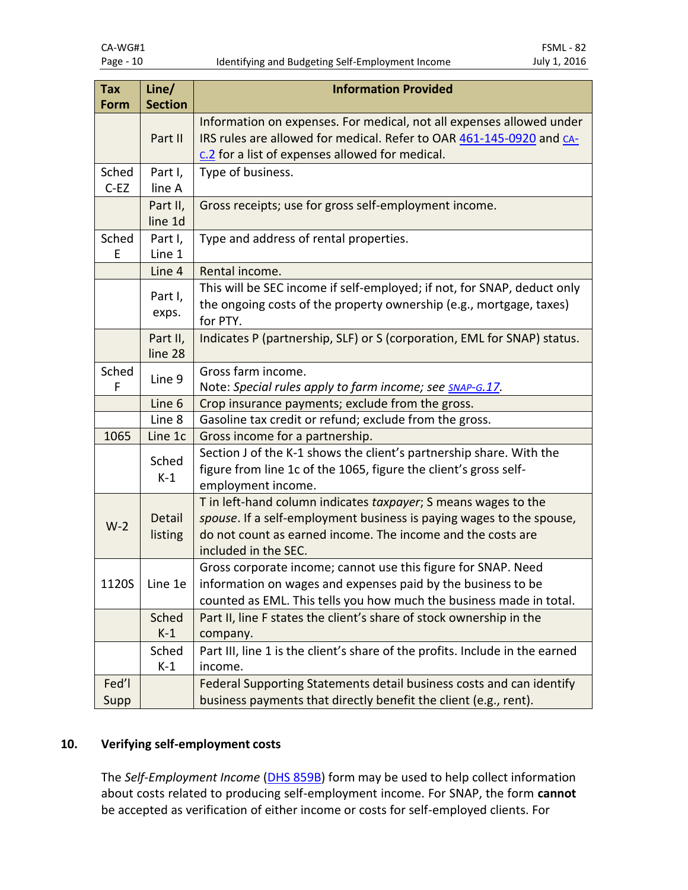| Tax Form | Line/ Section | Information Provided |
|---|---|---|
| | Part II | Information on expenses. For medical, not all expenses allowed under IRS rules are allowed for medical. Refer to OAR 461-145-0920 and CA-C.2 for a list of expenses allowed for medical. |
| Sched C-EZ | Part I, line A | Type of business. |
| | Part II, line 1d | Gross receipts; use for gross self-employment income. |
| Sched E | Part I, Line 1 | Type and address of rental properties. |
| | Line 4 | Rental income. |
| | Part I, exps. | This will be SEC income if self-employed; if not, for SNAP, deduct only the ongoing costs of the property ownership (e.g., mortgage, taxes) for PTY. |
| | Part II, line 28 | Indicates P (partnership, SLF) or S (corporation, EML for SNAP) status. |
| Sched F | Line 9 | Gross farm income.<br>Note: *Special rules apply to farm income; see SNAP-G.17.* |
| | Line 6 | Crop insurance payments; exclude from the gross. |
| | Line 8 | Gasoline tax credit or refund; exclude from the gross. |
| 1065 | Line 1c | Gross income for a partnership. |
| | Sched K-1 | Section J of the K-1 shows the client's partnership share. With the figure from line 1c of the 1065, figure the client's gross self-employment income. |
| W-2 | Detail listing | T in left-hand column indicates *taxpayer*; S means wages to the *spouse*. If a self-employment business is paying wages to the spouse, do not count as earned income. The income and the costs are included in the SEC. |
| 1120S | Line 1e | Gross corporate income; cannot use this figure for SNAP. Need information on wages and expenses paid by the business to be counted as EML. This tells you how much the business made in total. |
| | Sched K-1 | Part II, line F states the client's share of stock ownership in the company. |
| | Sched K-1 | Part III, line 1 is the client's share of the profits. Include in the earned income. |
| Fed'l Supp | | Federal Supporting Statements detail business costs and can identify business payments that directly benefit the client (e.g., rent). |

## 10. Verifying self-employment costs

The *Self-Employment Income* (DHS 859B) form may be used to help collect information about costs related to producing self-employment income. For SNAP, the form **cannot** be accepted as verification of either income or costs for self-employed clients. For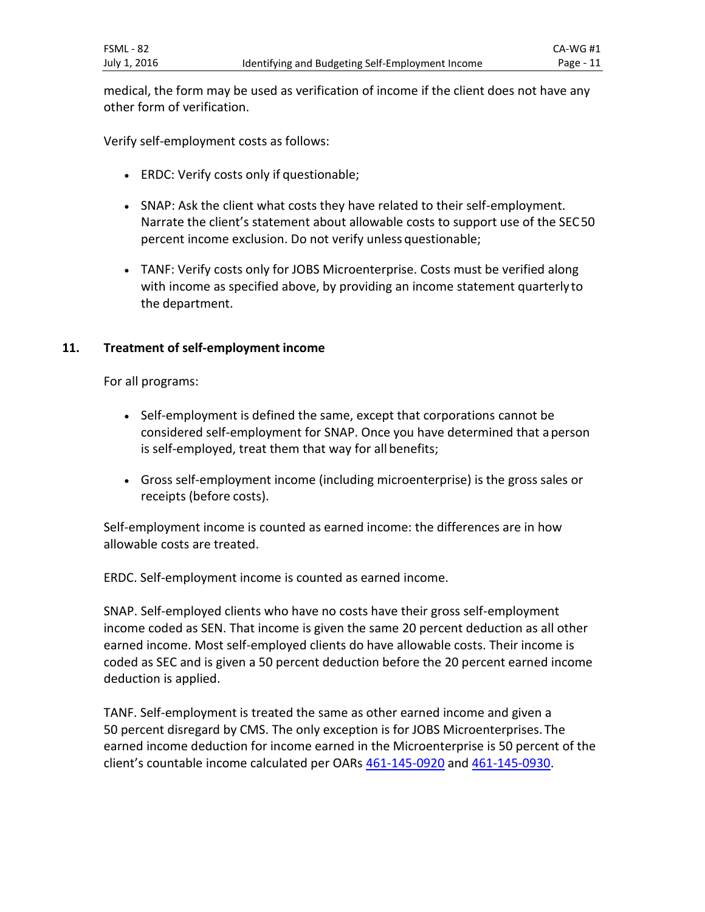medical, the form may be used as verification of income if the client does not have any other form of verification.

Verify self-employment costs as follows:

- ERDC: Verify costs only if questionable;
- SNAP: Ask the client what costs they have related to their self-employment. Narrate the client's statement about allowable costs to support use of the SEC 50 percent income exclusion. Do not verify unless questionable;
- TANF: Verify costs only for JOBS Microenterprise. Costs must be verified along with income as specified above, by providing an income statement quarterly to the department.

## 11. Treatment of self-employment income

For all programs:

- Self-employment is defined the same, except that corporations cannot be considered self-employment for SNAP. Once you have determined that a person is self-employed, treat them that way for all benefits;
- Gross self-employment income (including microenterprise) is the gross sales or receipts (before costs).

Self-employment income is counted as earned income: the differences are in how allowable costs are treated.

ERDC. Self-employment income is counted as earned income.

SNAP. Self-employed clients who have no costs have their gross self-employment income coded as SEN. That income is given the same 20 percent deduction as all other earned income. Most self-employed clients do have allowable costs. Their income is coded as SEC and is given a 50 percent deduction before the 20 percent earned income deduction is applied.

TANF. Self-employment is treated the same as other earned income and given a 50 percent disregard by CMS. The only exception is for JOBS Microenterprises. The earned income deduction for income earned in the Microenterprise is 50 percent of the client's countable income calculated per OARs 461-145-0920 and 461-145-0930.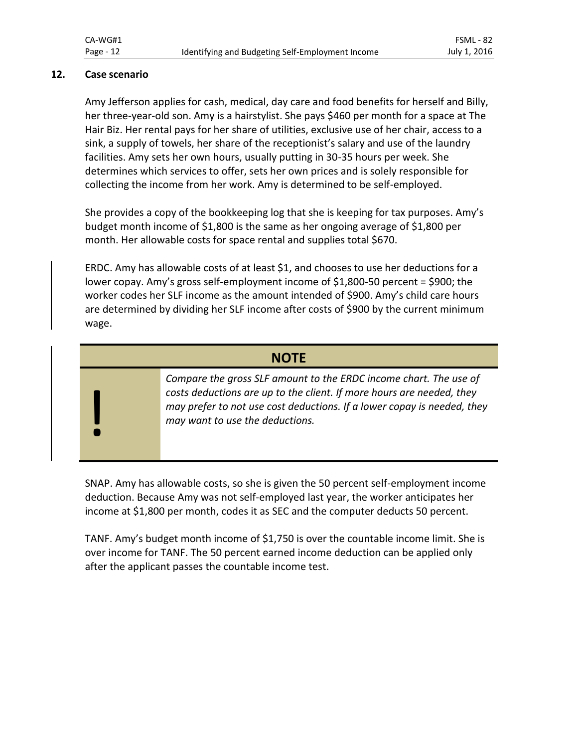## 12. Case scenario

Amy Jefferson applies for cash, medical, day care and food benefits for herself and Billy, her three-year-old son. Amy is a hairstylist. She pays $460 per month for a space at The Hair Biz. Her rental pays for her share of utilities, exclusive use of her chair, access to a sink, a supply of towels, her share of the receptionist's salary and use of the laundry facilities. Amy sets her own hours, usually putting in 30-35 hours per week. She determines which services to offer, sets her own prices and is solely responsible for collecting the income from her work. Amy is determined to be self-employed.

She provides a copy of the bookkeeping log that she is keeping for tax purposes. Amy's budget month income of $1,800 is the same as her ongoing average of $1,800 per month. Her allowable costs for space rental and supplies total $670.

ERDC. Amy has allowable costs of at least $1, and chooses to use her deductions for a lower copay. Amy's gross self-employment income of $1,800-50 percent = $900; the worker codes her SLF income as the amount intended of $900. Amy's child care hours are determined by dividing her SLF income after costs of $900 by the current minimum wage.

> **NOTE**
>
> ! *Compare the gross SLF amount to the ERDC income chart. The use of costs deductions are up to the client. If more hours are needed, they may prefer to not use cost deductions. If a lower copay is needed, they may want to use the deductions.*

SNAP. Amy has allowable costs, so she is given the 50 percent self-employment income deduction. Because Amy was not self-employed last year, the worker anticipates her income at $1,800 per month, codes it as SEC and the computer deducts 50 percent.

TANF. Amy's budget month income of $1,750 is over the countable income limit. She is over income for TANF. The 50 percent earned income deduction can be applied only after the applicant passes the countable income test.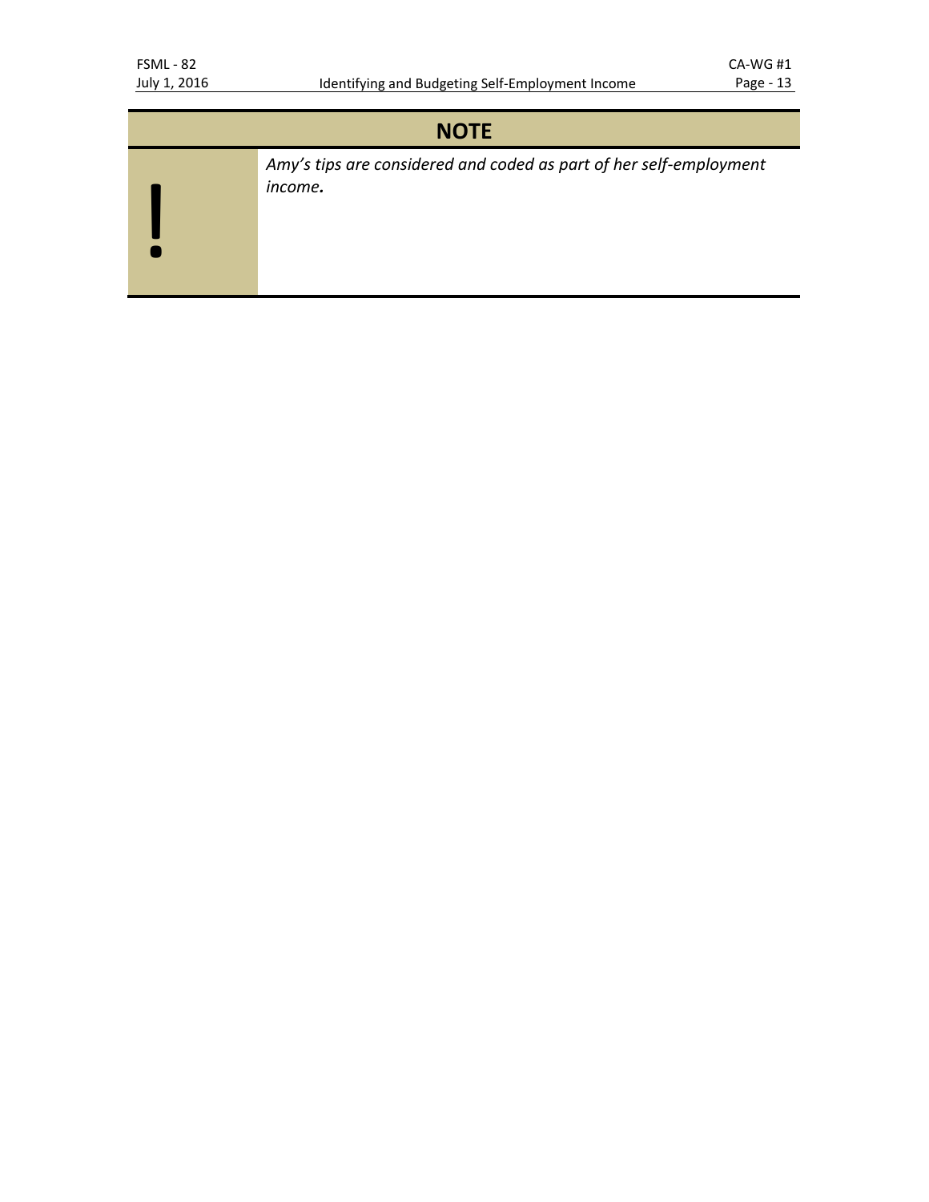**NOTE**

| | |
|---|---|
| ! | *Amy's tips are considered and coded as part of her self-employment income.* |